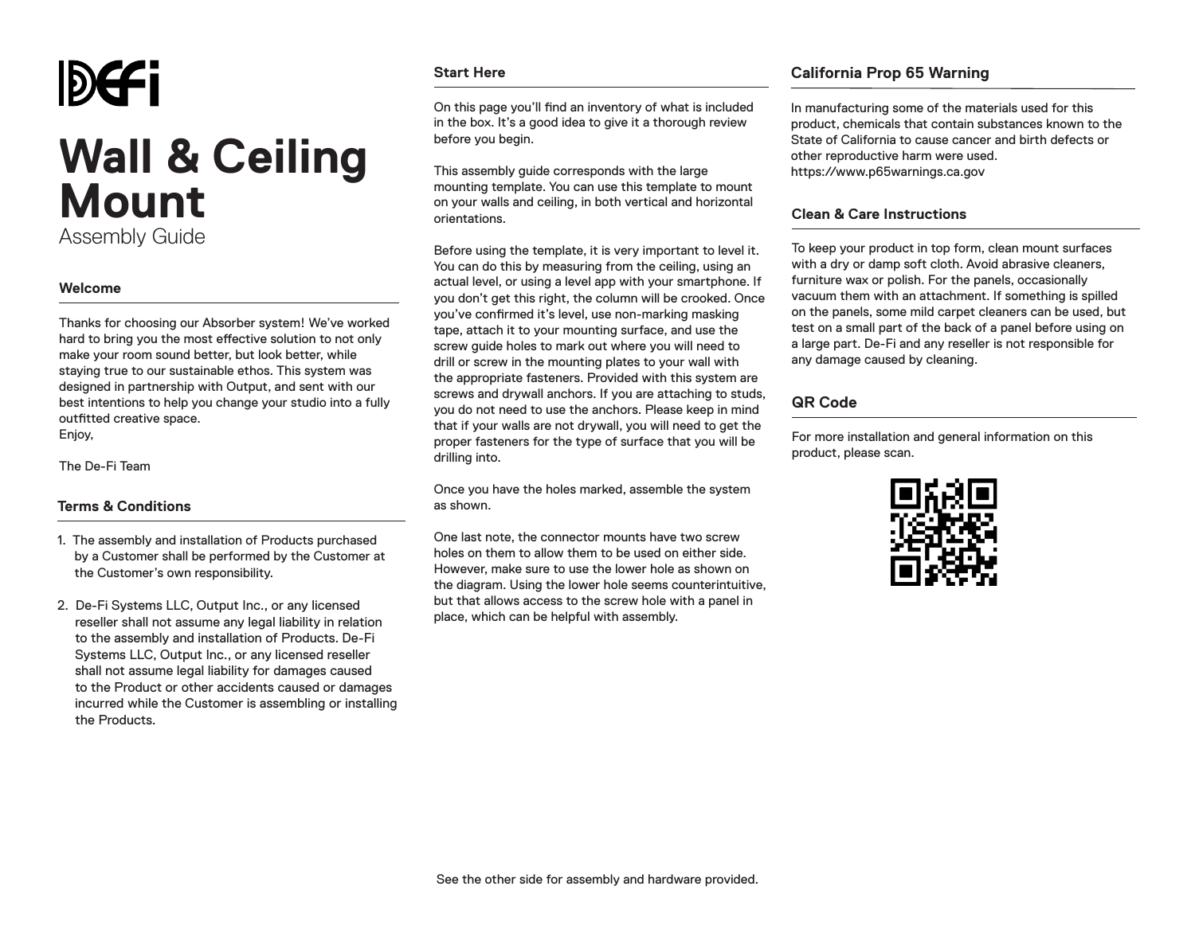# Wall & Ceiling Mount

Assembly Guide

## Welcome

Thanks for choosing our Absorber system! We've worked hard to bring you the most effective solution to not only make your room sound better, but look better, while staying true to our sustainable ethos. This system was designed in partnership with Output, and sent with our best intentions to help you change your studio into a fully outfitted creative space.
Enjoy,

The De-Fi Team

## Terms & Conditions

1. The assembly and installation of Products purchased by a Customer shall be performed by the Customer at the Customer's own responsibility.

2. De-Fi Systems LLC, Output Inc., or any licensed reseller shall not assume any legal liability in relation to the assembly and installation of Products. De-Fi Systems LLC, Output Inc., or any licensed reseller shall not assume legal liability for damages caused to the Product or other accidents caused or damages incurred while the Customer is assembling or installing the Products.

## Start Here

On this page you'll find an inventory of what is included in the box. It's a good idea to give it a thorough review before you begin.

This assembly guide corresponds with the large mounting template. You can use this template to mount on your walls and ceiling, in both vertical and horizontal orientations.

Before using the template, it is very important to level it. You can do this by measuring from the ceiling, using an actual level, or using a level app with your smartphone. If you don't get this right, the column will be crooked. Once you've confirmed it's level, use non-marking masking tape, attach it to your mounting surface, and use the screw guide holes to mark out where you will need to drill or screw in the mounting plates to your wall with the appropriate fasteners. Provided with this system are screws and drywall anchors. If you are attaching to studs, you do not need to use the anchors. Please keep in mind that if your walls are not drywall, you will need to get the proper fasteners for the type of surface that you will be drilling into.

Once you have the holes marked, assemble the system as shown.

One last note, the connector mounts have two screw holes on them to allow them to be used on either side. However, make sure to use the lower hole as shown on the diagram. Using the lower hole seems counterintuitive, but that allows access to the screw hole with a panel in place, which can be helpful with assembly.

## California Prop 65 Warning

In manufacturing some of the materials used for this product, chemicals that contain substances known to the State of California to cause cancer and birth defects or other reproductive harm were used.
https://www.p65warnings.ca.gov

## Clean & Care Instructions

To keep your product in top form, clean mount surfaces with a dry or damp soft cloth. Avoid abrasive cleaners, furniture wax or polish. For the panels, occasionally vacuum them with an attachment. If something is spilled on the panels, some mild carpet cleaners can be used, but test on a small part of the back of a panel before using on a large part. De-Fi and any reseller is not responsible for any damage caused by cleaning.

## QR Code

For more installation and general information on this product, please scan.

See the other side for assembly and hardware provided.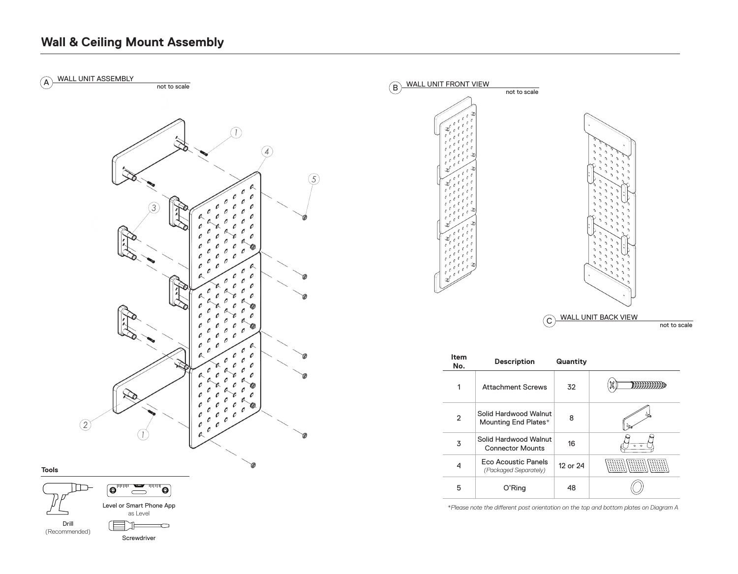# Wall & Ceiling Mount Assembly

A WALL UNIT ASSEMBLY
not to scale

1
4
5
3
2
1

B WALL UNIT FRONT VIEW
not to scale

C WALL UNIT BACK VIEW
not to scale

**Tools**

Drill
(Recommended)

Level or Smart Phone App
as Level

Screwdriver

| Item No. | Description | Quantity | |
|---|---|---|---|
| 1 | Attachment Screws | 32 | |
| 2 | Solid Hardwood Walnut Mounting End Plates* | 8 | |
| 3 | Solid Hardwood Walnut Connector Mounts | 16 | |
| 4 | Eco Acoustic Panels *(Packaged Separately)* | 12 or 24 | |
| 5 | O'Ring | 48 | |

*\*Please note the different post orientation on the top and bottom plates on Diagram A*